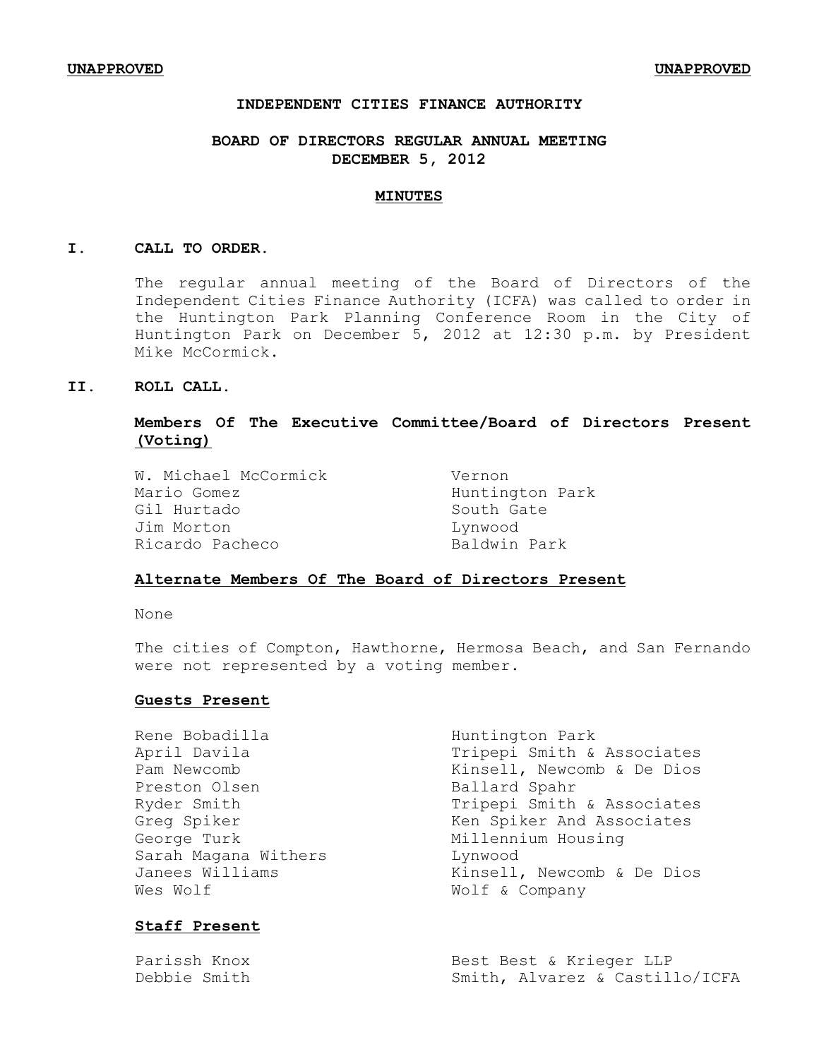**UNAPPROVED** **UNAPPROVED**

# INDEPENDENT CITIES FINANCE AUTHORITY

## BOARD OF DIRECTORS REGULAR ANNUAL MEETING
## DECEMBER 5, 2012

### MINUTES

## I. CALL TO ORDER.

The regular annual meeting of the Board of Directors of the Independent Cities Finance Authority (ICFA) was called to order in the Huntington Park Planning Conference Room in the City of Huntington Park on December 5, 2012 at 12:30 p.m. by President Mike McCormick.

## II. ROLL CALL.

### Members Of The Executive Committee/Board of Directors Present (Voting)

| | |
|---|---|
| W. Michael McCormick | Vernon |
| Mario Gomez | Huntington Park |
| Gil Hurtado | South Gate |
| Jim Morton | Lynwood |
| Ricardo Pacheco | Baldwin Park |

### Alternate Members Of The Board of Directors Present

None

The cities of Compton, Hawthorne, Hermosa Beach, and San Fernando were not represented by a voting member.

### Guests Present

| | |
|---|---|
| Rene Bobadilla | Huntington Park |
| April Davila | Tripepi Smith & Associates |
| Pam Newcomb | Kinsell, Newcomb & De Dios |
| Preston Olsen | Ballard Spahr |
| Ryder Smith | Tripepi Smith & Associates |
| Greg Spiker | Ken Spiker And Associates |
| George Turk | Millennium Housing |
| Sarah Magana Withers | Lynwood |
| Janees Williams | Kinsell, Newcomb & De Dios |
| Wes Wolf | Wolf & Company |

### Staff Present

| | |
|---|---|
| Parissh Knox | Best Best & Krieger LLP |
| Debbie Smith | Smith, Alvarez & Castillo/ICFA |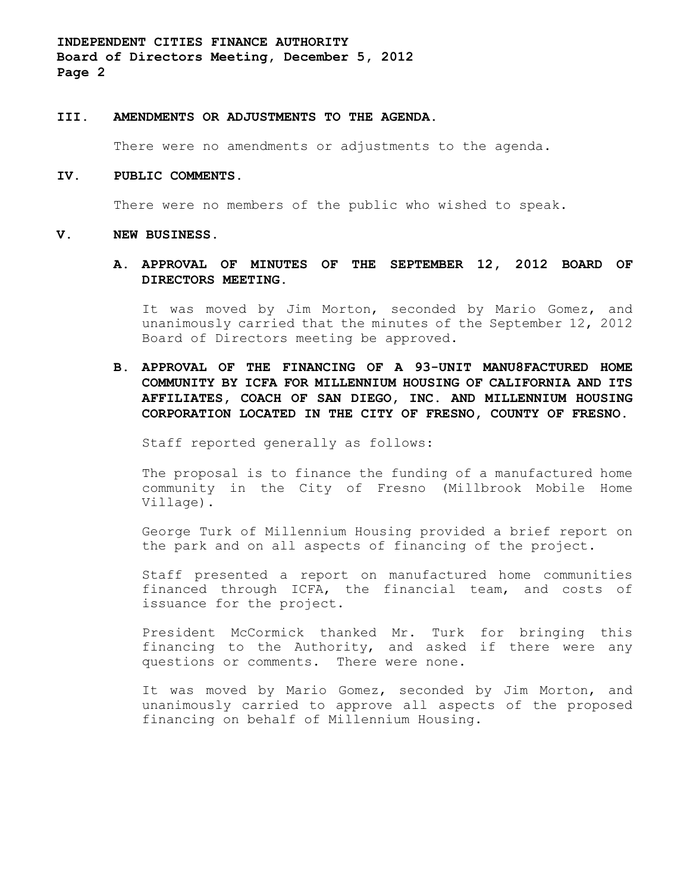## III. AMENDMENTS OR ADJUSTMENTS TO THE AGENDA.

There were no amendments or adjustments to the agenda.

## IV. PUBLIC COMMENTS.

There were no members of the public who wished to speak.

## V. NEW BUSINESS.

### A. APPROVAL OF MINUTES OF THE SEPTEMBER 12, 2012 BOARD OF DIRECTORS MEETING.

It was moved by Jim Morton, seconded by Mario Gomez, and unanimously carried that the minutes of the September 12, 2012 Board of Directors meeting be approved.

### B. APPROVAL OF THE FINANCING OF A 93-UNIT MANU8FACTURED HOME COMMUNITY BY ICFA FOR MILLENNIUM HOUSING OF CALIFORNIA AND ITS AFFILIATES, COACH OF SAN DIEGO, INC. AND MILLENNIUM HOUSING CORPORATION LOCATED IN THE CITY OF FRESNO, COUNTY OF FRESNO.

Staff reported generally as follows:

The proposal is to finance the funding of a manufactured home community in the City of Fresno (Millbrook Mobile Home Village).

George Turk of Millennium Housing provided a brief report on the park and on all aspects of financing of the project.

Staff presented a report on manufactured home communities financed through ICFA, the financial team, and costs of issuance for the project.

President McCormick thanked Mr. Turk for bringing this financing to the Authority, and asked if there were any questions or comments. There were none.

It was moved by Mario Gomez, seconded by Jim Morton, and unanimously carried to approve all aspects of the proposed financing on behalf of Millennium Housing.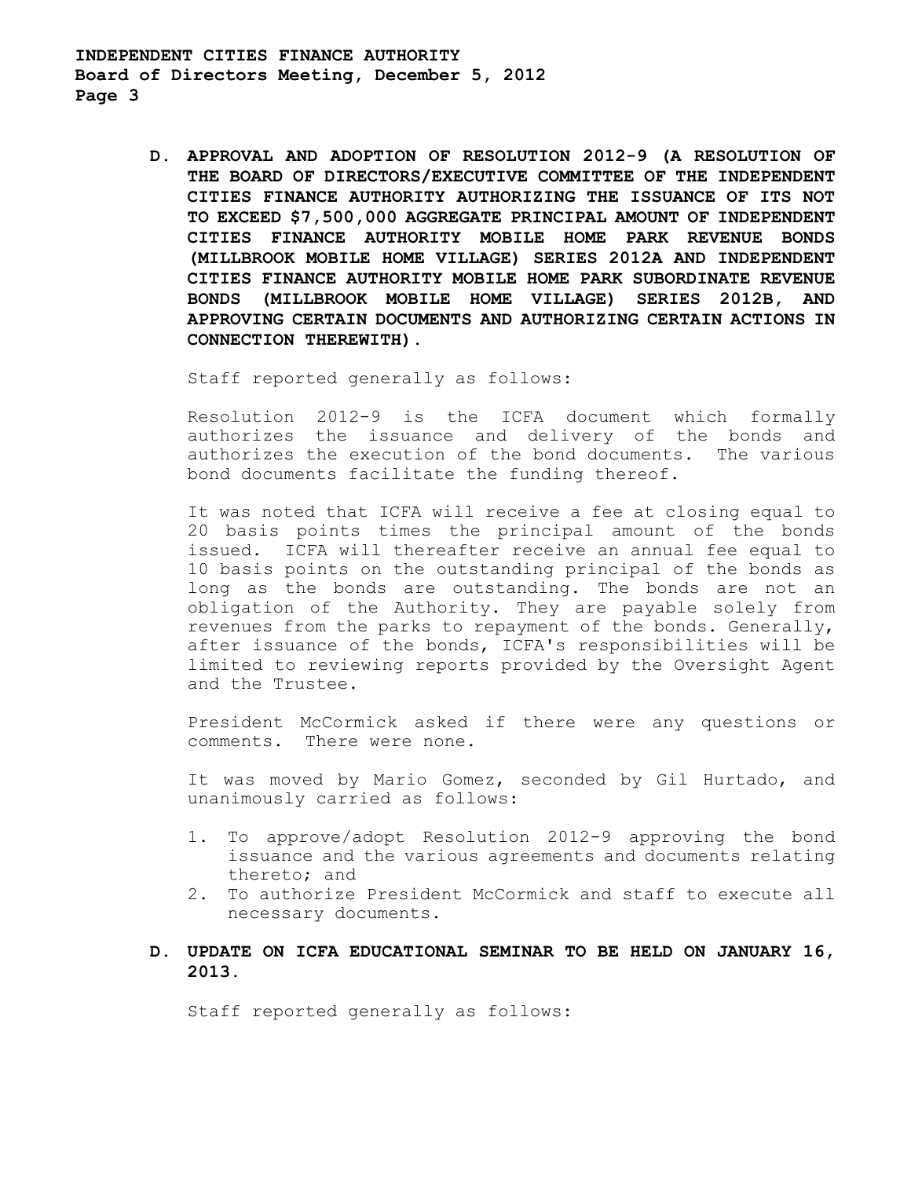**D. APPROVAL AND ADOPTION OF RESOLUTION 2012-9 (A RESOLUTION OF THE BOARD OF DIRECTORS/EXECUTIVE COMMITTEE OF THE INDEPENDENT CITIES FINANCE AUTHORITY AUTHORIZING THE ISSUANCE OF ITS NOT TO EXCEED $7,500,000 AGGREGATE PRINCIPAL AMOUNT OF INDEPENDENT CITIES FINANCE AUTHORITY MOBILE HOME PARK REVENUE BONDS (MILLBROOK MOBILE HOME VILLAGE) SERIES 2012A AND INDEPENDENT CITIES FINANCE AUTHORITY MOBILE HOME PARK SUBORDINATE REVENUE BONDS (MILLBROOK MOBILE HOME VILLAGE) SERIES 2012B, AND APPROVING CERTAIN DOCUMENTS AND AUTHORIZING CERTAIN ACTIONS IN CONNECTION THEREWITH).**

Staff reported generally as follows:

Resolution 2012-9 is the ICFA document which formally authorizes the issuance and delivery of the bonds and authorizes the execution of the bond documents. The various bond documents facilitate the funding thereof.

It was noted that ICFA will receive a fee at closing equal to 20 basis points times the principal amount of the bonds issued. ICFA will thereafter receive an annual fee equal to 10 basis points on the outstanding principal of the bonds as long as the bonds are outstanding. The bonds are not an obligation of the Authority. They are payable solely from revenues from the parks to repayment of the bonds. Generally, after issuance of the bonds, ICFA's responsibilities will be limited to reviewing reports provided by the Oversight Agent and the Trustee.

President McCormick asked if there were any questions or comments. There were none.

It was moved by Mario Gomez, seconded by Gil Hurtado, and unanimously carried as follows:

1. To approve/adopt Resolution 2012-9 approving the bond issuance and the various agreements and documents relating thereto; and
2. To authorize President McCormick and staff to execute all necessary documents.

**D. UPDATE ON ICFA EDUCATIONAL SEMINAR TO BE HELD ON JANUARY 16, 2013.**

Staff reported generally as follows: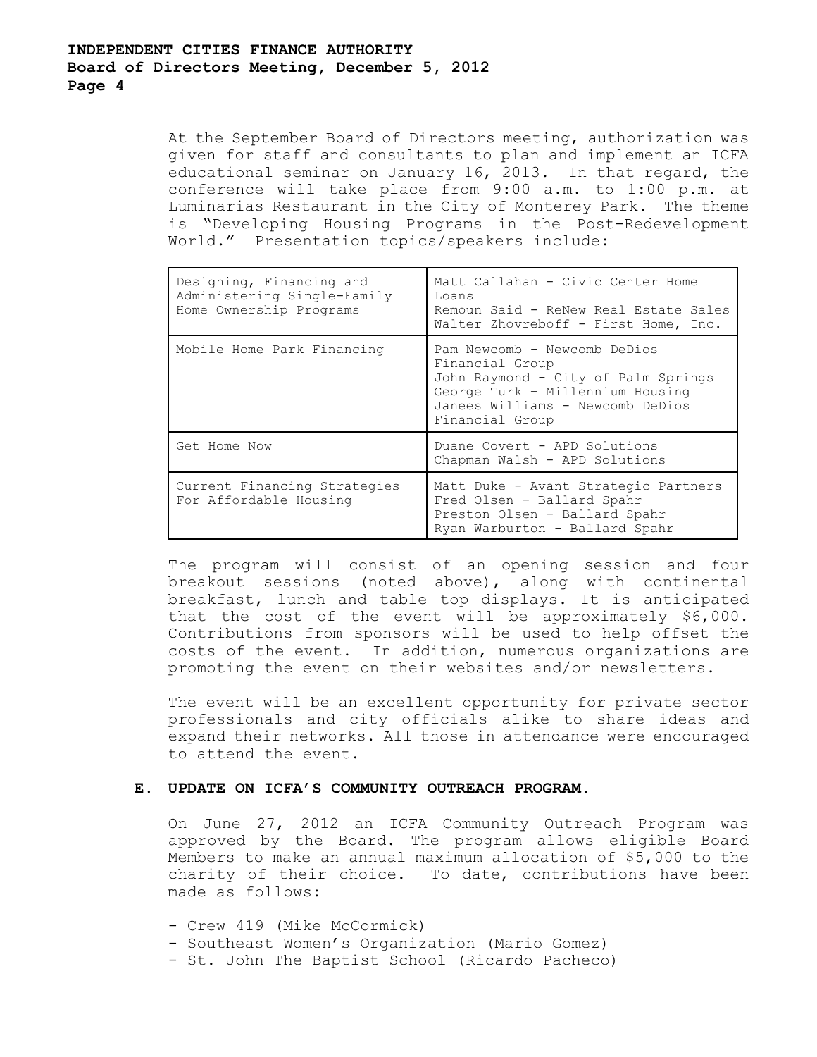At the September Board of Directors meeting, authorization was given for staff and consultants to plan and implement an ICFA educational seminar on January 16, 2013. In that regard, the conference will take place from 9:00 a.m. to 1:00 p.m. at Luminarias Restaurant in the City of Monterey Park. The theme is "Developing Housing Programs in the Post-Redevelopment World." Presentation topics/speakers include:

| Topic | Speakers |
|---|---|
| Designing, Financing and Administering Single-Family Home Ownership Programs | Matt Callahan - Civic Center Home Loans<br>Remoun Said - ReNew Real Estate Sales<br>Walter Zhovreboff - First Home, Inc. |
| Mobile Home Park Financing | Pam Newcomb - Newcomb DeDios Financial Group<br>John Raymond - City of Palm Springs<br>George Turk – Millennium Housing<br>Janees Williams - Newcomb DeDios Financial Group |
| Get Home Now | Duane Covert - APD Solutions<br>Chapman Walsh - APD Solutions |
| Current Financing Strategies For Affordable Housing | Matt Duke - Avant Strategic Partners<br>Fred Olsen - Ballard Spahr<br>Preston Olsen - Ballard Spahr<br>Ryan Warburton - Ballard Spahr |

The program will consist of an opening session and four breakout sessions (noted above), along with continental breakfast, lunch and table top displays. It is anticipated that the cost of the event will be approximately $6,000. Contributions from sponsors will be used to help offset the costs of the event. In addition, numerous organizations are promoting the event on their websites and/or newsletters.

The event will be an excellent opportunity for private sector professionals and city officials alike to share ideas and expand their networks. All those in attendance were encouraged to attend the event.

## E. UPDATE ON ICFA'S COMMUNITY OUTREACH PROGRAM.

On June 27, 2012 an ICFA Community Outreach Program was approved by the Board. The program allows eligible Board Members to make an annual maximum allocation of $5,000 to the charity of their choice. To date, contributions have been made as follows:

- Crew 419 (Mike McCormick)
- Southeast Women's Organization (Mario Gomez)
- St. John The Baptist School (Ricardo Pacheco)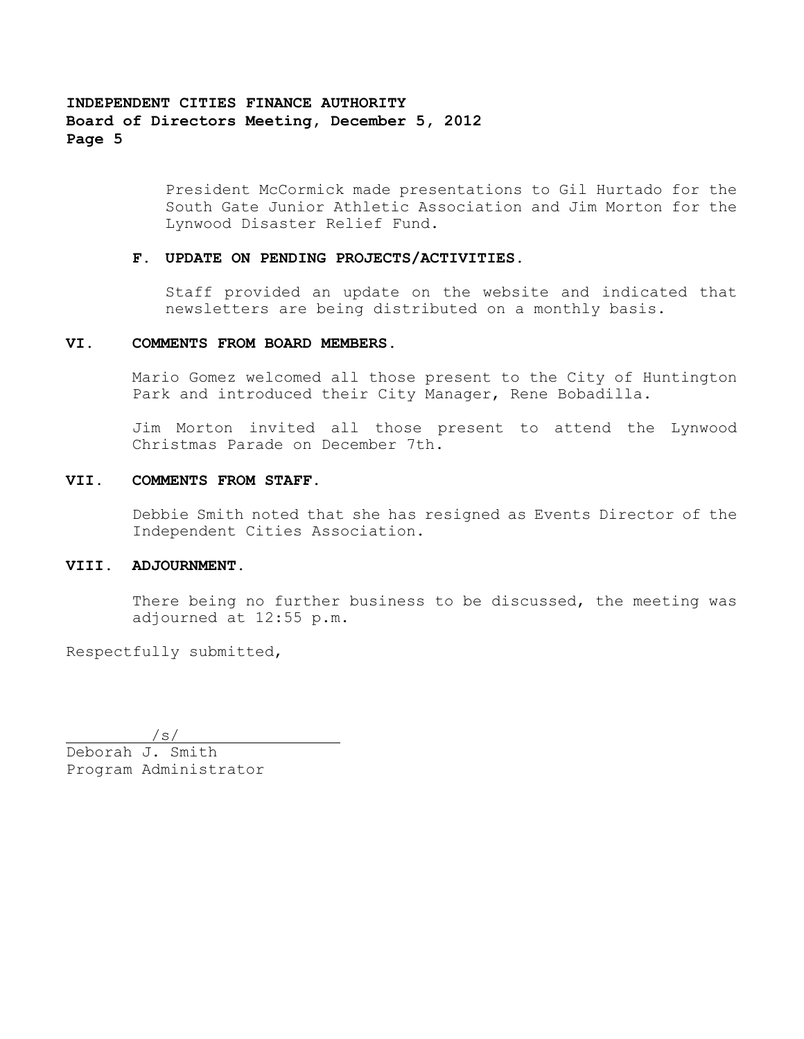President McCormick made presentations to Gil Hurtado for the South Gate Junior Athletic Association and Jim Morton for the Lynwood Disaster Relief Fund.

**F. UPDATE ON PENDING PROJECTS/ACTIVITIES.**

Staff provided an update on the website and indicated that newsletters are being distributed on a monthly basis.

**VI. COMMENTS FROM BOARD MEMBERS.**

Mario Gomez welcomed all those present to the City of Huntington Park and introduced their City Manager, Rene Bobadilla.

Jim Morton invited all those present to attend the Lynwood Christmas Parade on December 7th.

**VII. COMMENTS FROM STAFF.**

Debbie Smith noted that she has resigned as Events Director of the Independent Cities Association.

**VIII. ADJOURNMENT.**

There being no further business to be discussed, the meeting was adjourned at 12:55 p.m.

Respectfully submitted,

/s/

Deborah J. Smith
Program Administrator